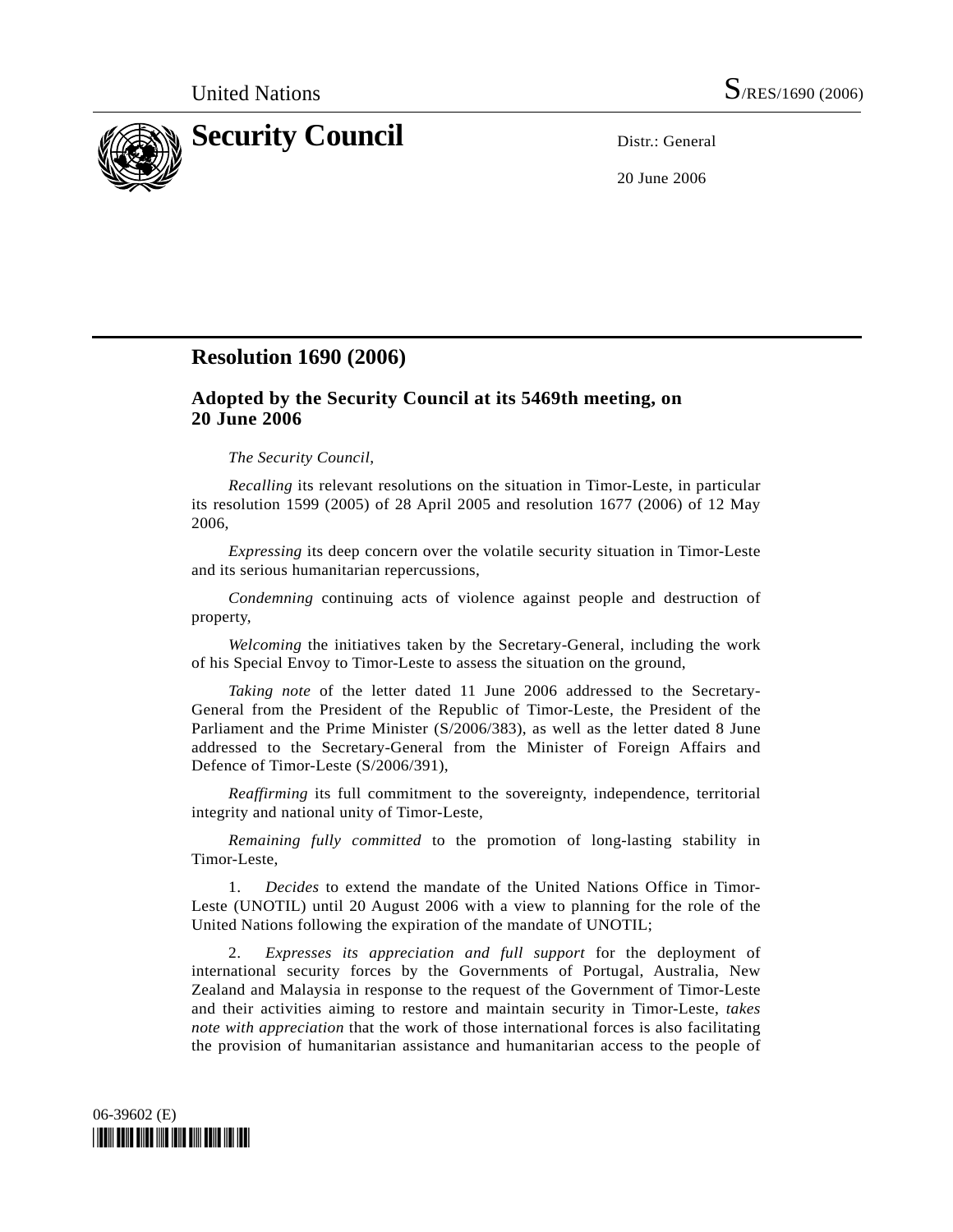United Nations S/RES/1690 (2006)

# Security Council

Distr.: General

20 June 2006

## Resolution 1690 (2006)

### Adopted by the Security Council at its 5469th meeting, on 20 June 2006

*The Security Council*,

*Recalling* its relevant resolutions on the situation in Timor-Leste, in particular its resolution 1599 (2005) of 28 April 2005 and resolution 1677 (2006) of 12 May 2006,

*Expressing* its deep concern over the volatile security situation in Timor-Leste and its serious humanitarian repercussions,

*Condemning* continuing acts of violence against people and destruction of property,

*Welcoming* the initiatives taken by the Secretary-General, including the work of his Special Envoy to Timor-Leste to assess the situation on the ground,

*Taking note* of the letter dated 11 June 2006 addressed to the Secretary-General from the President of the Republic of Timor-Leste, the President of the Parliament and the Prime Minister (S/2006/383), as well as the letter dated 8 June addressed to the Secretary-General from the Minister of Foreign Affairs and Defence of Timor-Leste (S/2006/391),

*Reaffirming* its full commitment to the sovereignty, independence, territorial integrity and national unity of Timor-Leste,

*Remaining fully committed* to the promotion of long-lasting stability in Timor-Leste,

1. *Decides* to extend the mandate of the United Nations Office in Timor-Leste (UNOTIL) until 20 August 2006 with a view to planning for the role of the United Nations following the expiration of the mandate of UNOTIL;

2. *Expresses its appreciation and full support* for the deployment of international security forces by the Governments of Portugal, Australia, New Zealand and Malaysia in response to the request of the Government of Timor-Leste and their activities aiming to restore and maintain security in Timor-Leste, *takes note with appreciation* that the work of those international forces is also facilitating the provision of humanitarian assistance and humanitarian access to the people of

06-39602 (E)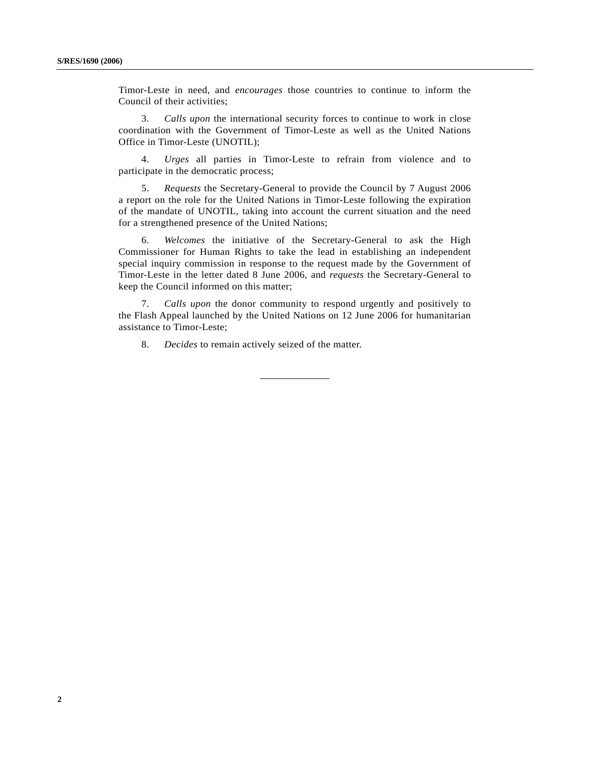Timor-Leste in need, and *encourages* those countries to continue to inform the Council of their activities;

3. *Calls upon* the international security forces to continue to work in close coordination with the Government of Timor-Leste as well as the United Nations Office in Timor-Leste (UNOTIL);

4. *Urges* all parties in Timor-Leste to refrain from violence and to participate in the democratic process;

5. *Requests* the Secretary-General to provide the Council by 7 August 2006 a report on the role for the United Nations in Timor-Leste following the expiration of the mandate of UNOTIL, taking into account the current situation and the need for a strengthened presence of the United Nations;

6. *Welcomes* the initiative of the Secretary-General to ask the High Commissioner for Human Rights to take the lead in establishing an independent special inquiry commission in response to the request made by the Government of Timor-Leste in the letter dated 8 June 2006, and *requests* the Secretary-General to keep the Council informed on this matter;

7. *Calls upon* the donor community to respond urgently and positively to the Flash Appeal launched by the United Nations on 12 June 2006 for humanitarian assistance to Timor-Leste;

8. *Decides* to remain actively seized of the matter.